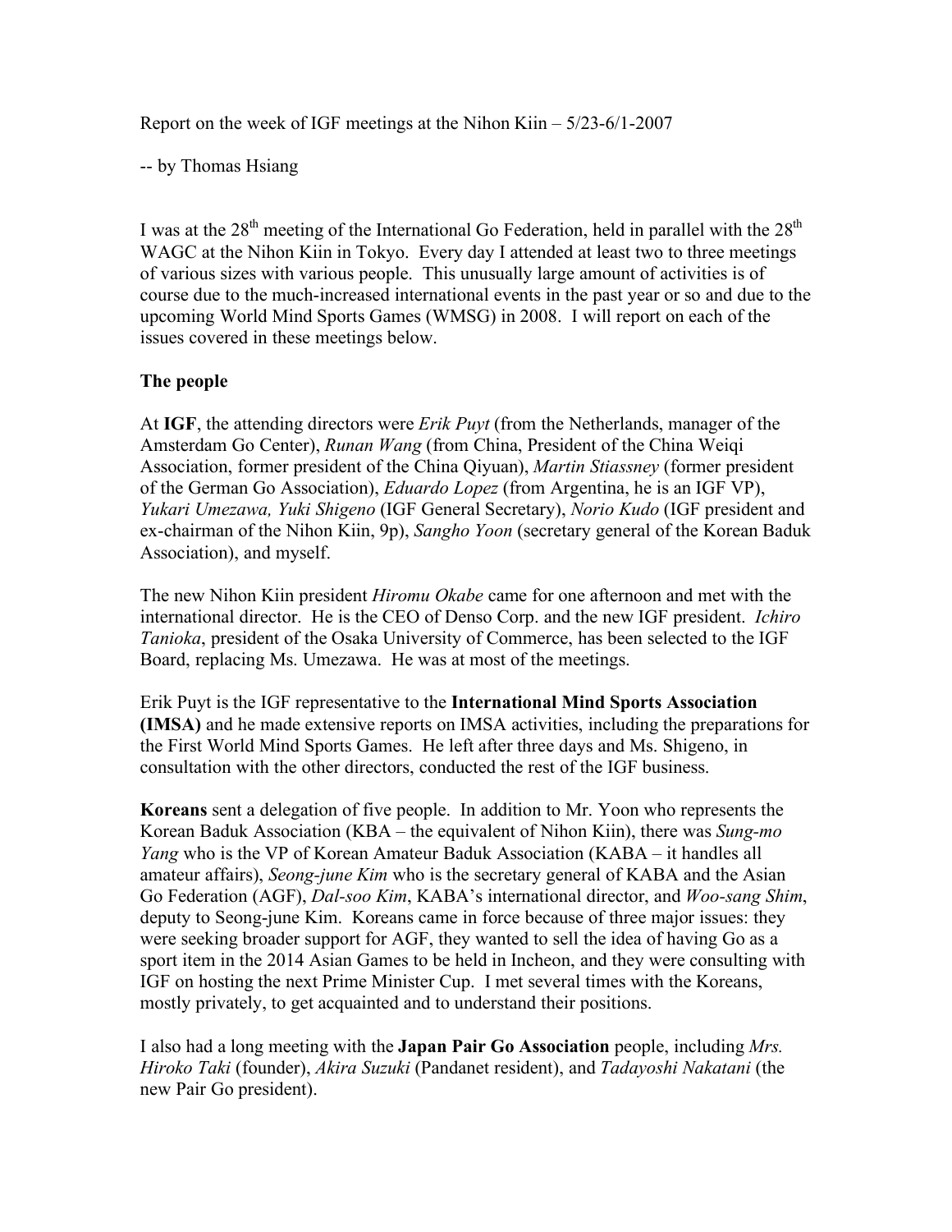Report on the week of IGF meetings at the Nihon Kiin – 5/23-6/1-2007

-- by Thomas Hsiang

I was at the 28th meeting of the International Go Federation, held in parallel with the 28th WAGC at the Nihon Kiin in Tokyo. Every day I attended at least two to three meetings of various sizes with various people. This unusually large amount of activities is of course due to the much-increased international events in the past year or so and due to the upcoming World Mind Sports Games (WMSG) in 2008. I will report on each of the issues covered in these meetings below.

**The people**

At **IGF**, the attending directors were *Erik Puyt* (from the Netherlands, manager of the Amsterdam Go Center), *Runan Wang* (from China, President of the China Weiqi Association, former president of the China Qiyuan), *Martin Stiassney* (former president of the German Go Association), *Eduardo Lopez* (from Argentina, he is an IGF VP), *Yukari Umezawa, Yuki Shigeno* (IGF General Secretary), *Norio Kudo* (IGF president and ex-chairman of the Nihon Kiin, 9p), *Sangho Yoon* (secretary general of the Korean Baduk Association), and myself.

The new Nihon Kiin president *Hiromu Okabe* came for one afternoon and met with the international director. He is the CEO of Denso Corp. and the new IGF president. *Ichiro Tanioka*, president of the Osaka University of Commerce, has been selected to the IGF Board, replacing Ms. Umezawa. He was at most of the meetings.

Erik Puyt is the IGF representative to the **International Mind Sports Association (IMSA)** and he made extensive reports on IMSA activities, including the preparations for the First World Mind Sports Games. He left after three days and Ms. Shigeno, in consultation with the other directors, conducted the rest of the IGF business.

**Koreans** sent a delegation of five people. In addition to Mr. Yoon who represents the Korean Baduk Association (KBA – the equivalent of Nihon Kiin), there was *Sung-mo Yang* who is the VP of Korean Amateur Baduk Association (KABA – it handles all amateur affairs), *Seong-june Kim* who is the secretary general of KABA and the Asian Go Federation (AGF), *Dal-soo Kim*, KABA's international director, and *Woo-sang Shim*, deputy to Seong-june Kim. Koreans came in force because of three major issues: they were seeking broader support for AGF, they wanted to sell the idea of having Go as a sport item in the 2014 Asian Games to be held in Incheon, and they were consulting with IGF on hosting the next Prime Minister Cup. I met several times with the Koreans, mostly privately, to get acquainted and to understand their positions.

I also had a long meeting with the **Japan Pair Go Association** people, including *Mrs. Hiroko Taki* (founder), *Akira Suzuki* (Pandanet resident), and *Tadayoshi Nakatani* (the new Pair Go president).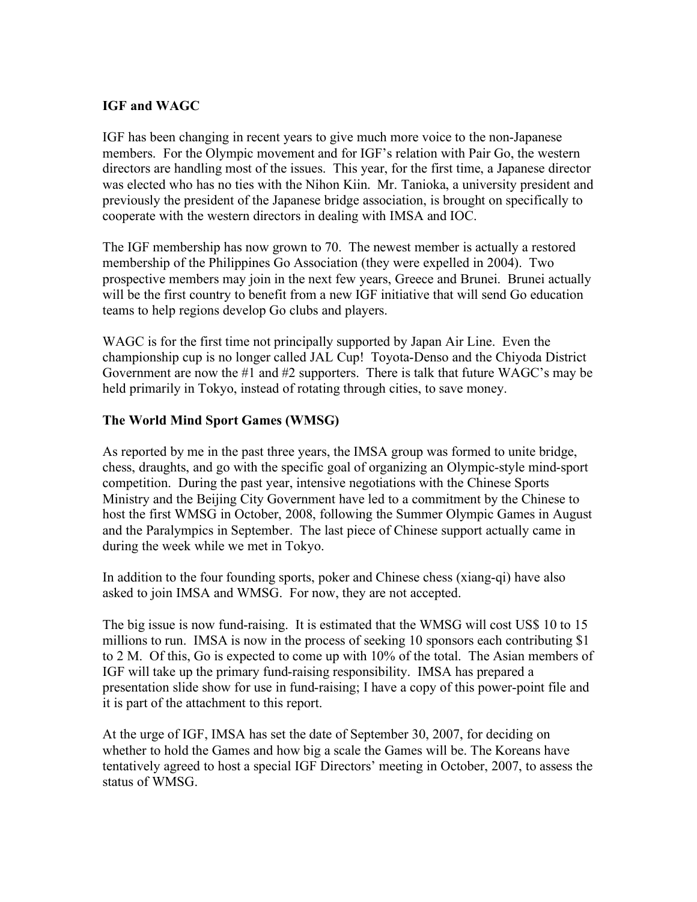**IGF and WAGC**

IGF has been changing in recent years to give much more voice to the non-Japanese members. For the Olympic movement and for IGF's relation with Pair Go, the western directors are handling most of the issues. This year, for the first time, a Japanese director was elected who has no ties with the Nihon Kiin. Mr. Tanioka, a university president and previously the president of the Japanese bridge association, is brought on specifically to cooperate with the western directors in dealing with IMSA and IOC.

The IGF membership has now grown to 70. The newest member is actually a restored membership of the Philippines Go Association (they were expelled in 2004). Two prospective members may join in the next few years, Greece and Brunei. Brunei actually will be the first country to benefit from a new IGF initiative that will send Go education teams to help regions develop Go clubs and players.

WAGC is for the first time not principally supported by Japan Air Line. Even the championship cup is no longer called JAL Cup! Toyota-Denso and the Chiyoda District Government are now the #1 and #2 supporters. There is talk that future WAGC's may be held primarily in Tokyo, instead of rotating through cities, to save money.

**The World Mind Sport Games (WMSG)**

As reported by me in the past three years, the IMSA group was formed to unite bridge, chess, draughts, and go with the specific goal of organizing an Olympic-style mind-sport competition. During the past year, intensive negotiations with the Chinese Sports Ministry and the Beijing City Government have led to a commitment by the Chinese to host the first WMSG in October, 2008, following the Summer Olympic Games in August and the Paralympics in September. The last piece of Chinese support actually came in during the week while we met in Tokyo.

In addition to the four founding sports, poker and Chinese chess (xiang-qi) have also asked to join IMSA and WMSG. For now, they are not accepted.

The big issue is now fund-raising. It is estimated that the WMSG will cost US$ 10 to 15 millions to run. IMSA is now in the process of seeking 10 sponsors each contributing $1 to 2 M. Of this, Go is expected to come up with 10% of the total. The Asian members of IGF will take up the primary fund-raising responsibility. IMSA has prepared a presentation slide show for use in fund-raising; I have a copy of this power-point file and it is part of the attachment to this report.

At the urge of IGF, IMSA has set the date of September 30, 2007, for deciding on whether to hold the Games and how big a scale the Games will be. The Koreans have tentatively agreed to host a special IGF Directors' meeting in October, 2007, to assess the status of WMSG.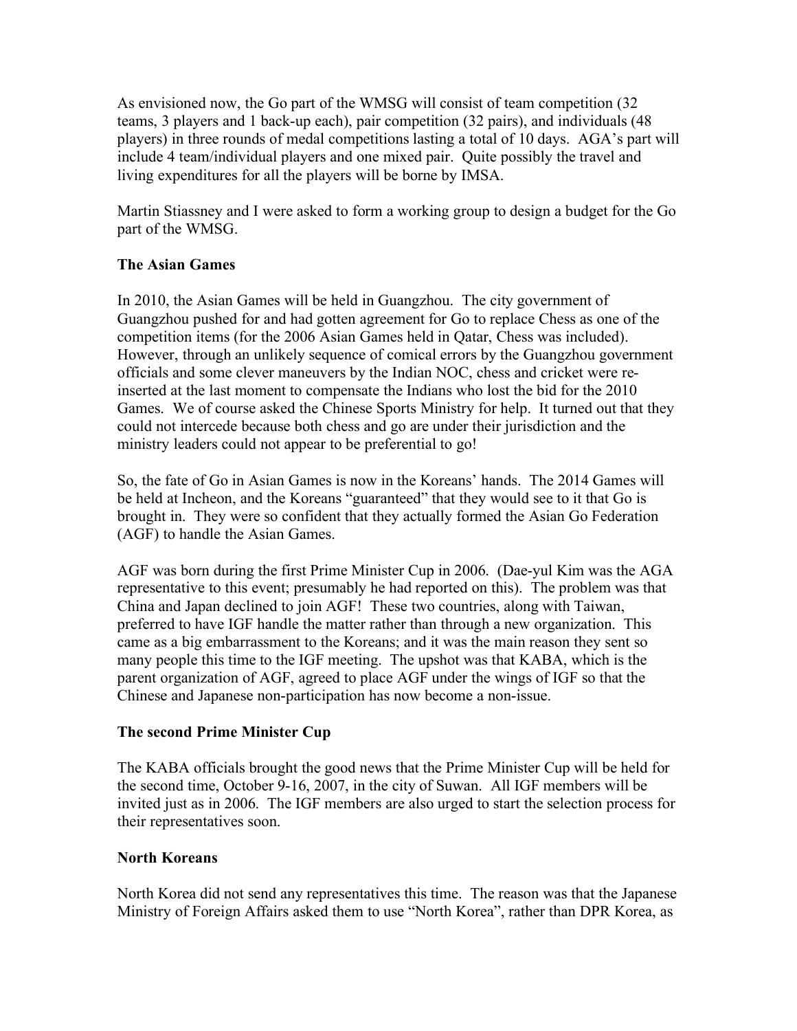As envisioned now, the Go part of the WMSG will consist of team competition (32 teams, 3 players and 1 back-up each), pair competition (32 pairs), and individuals (48 players) in three rounds of medal competitions lasting a total of 10 days. AGA's part will include 4 team/individual players and one mixed pair. Quite possibly the travel and living expenditures for all the players will be borne by IMSA.

Martin Stiassney and I were asked to form a working group to design a budget for the Go part of the WMSG.

**The Asian Games**

In 2010, the Asian Games will be held in Guangzhou. The city government of Guangzhou pushed for and had gotten agreement for Go to replace Chess as one of the competition items (for the 2006 Asian Games held in Qatar, Chess was included). However, through an unlikely sequence of comical errors by the Guangzhou government officials and some clever maneuvers by the Indian NOC, chess and cricket were re-inserted at the last moment to compensate the Indians who lost the bid for the 2010 Games. We of course asked the Chinese Sports Ministry for help. It turned out that they could not intercede because both chess and go are under their jurisdiction and the ministry leaders could not appear to be preferential to go!

So, the fate of Go in Asian Games is now in the Koreans' hands. The 2014 Games will be held at Incheon, and the Koreans "guaranteed" that they would see to it that Go is brought in. They were so confident that they actually formed the Asian Go Federation (AGF) to handle the Asian Games.

AGF was born during the first Prime Minister Cup in 2006. (Dae-yul Kim was the AGA representative to this event; presumably he had reported on this). The problem was that China and Japan declined to join AGF! These two countries, along with Taiwan, preferred to have IGF handle the matter rather than through a new organization. This came as a big embarrassment to the Koreans; and it was the main reason they sent so many people this time to the IGF meeting. The upshot was that KABA, which is the parent organization of AGF, agreed to place AGF under the wings of IGF so that the Chinese and Japanese non-participation has now become a non-issue.

**The second Prime Minister Cup**

The KABA officials brought the good news that the Prime Minister Cup will be held for the second time, October 9-16, 2007, in the city of Suwan. All IGF members will be invited just as in 2006. The IGF members are also urged to start the selection process for their representatives soon.

**North Koreans**

North Korea did not send any representatives this time. The reason was that the Japanese Ministry of Foreign Affairs asked them to use "North Korea", rather than DPR Korea, as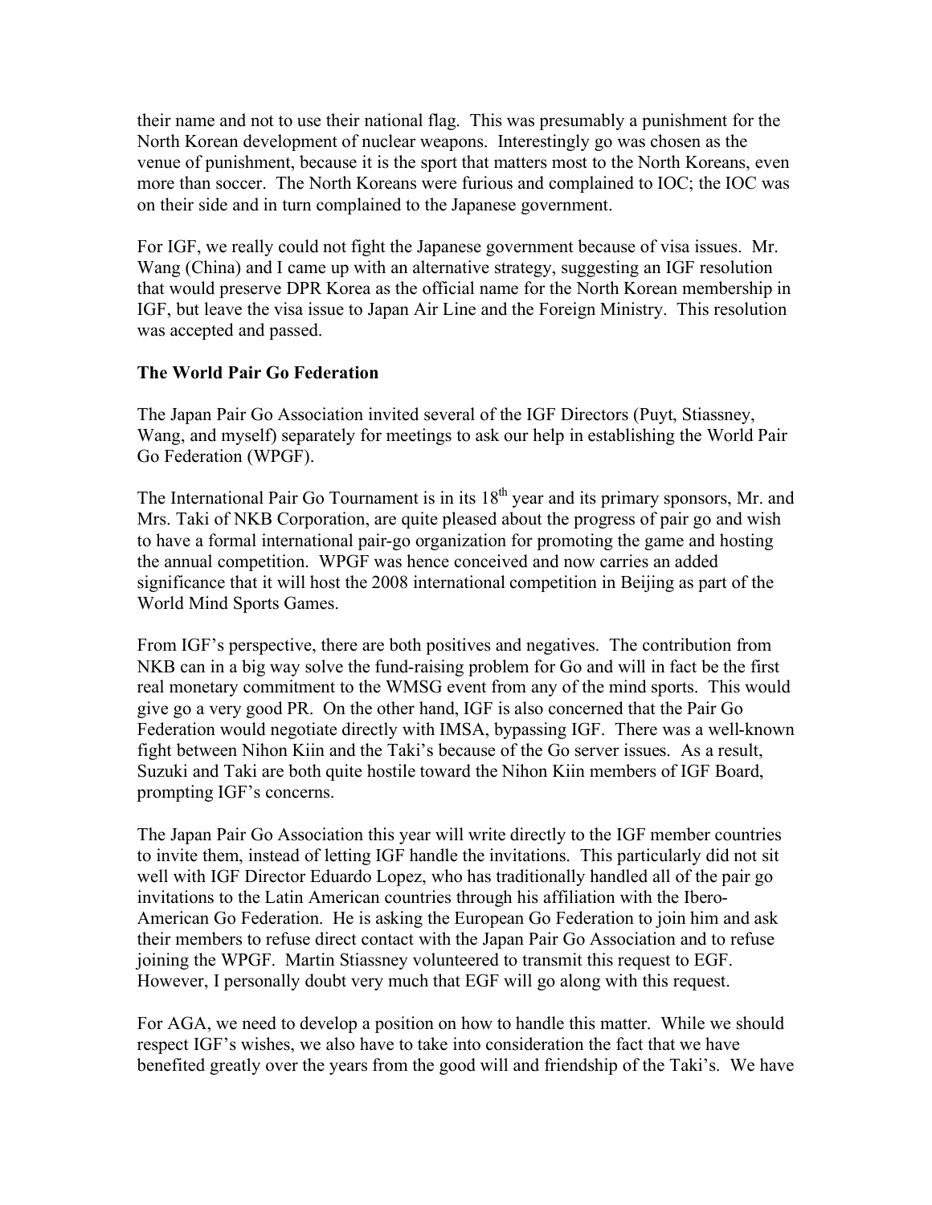their name and not to use their national flag. This was presumably a punishment for the North Korean development of nuclear weapons. Interestingly go was chosen as the venue of punishment, because it is the sport that matters most to the North Koreans, even more than soccer. The North Koreans were furious and complained to IOC; the IOC was on their side and in turn complained to the Japanese government.

For IGF, we really could not fight the Japanese government because of visa issues. Mr. Wang (China) and I came up with an alternative strategy, suggesting an IGF resolution that would preserve DPR Korea as the official name for the North Korean membership in IGF, but leave the visa issue to Japan Air Line and the Foreign Ministry. This resolution was accepted and passed.

**The World Pair Go Federation**

The Japan Pair Go Association invited several of the IGF Directors (Puyt, Stiassney, Wang, and myself) separately for meetings to ask our help in establishing the World Pair Go Federation (WPGF).

The International Pair Go Tournament is in its 18th year and its primary sponsors, Mr. and Mrs. Taki of NKB Corporation, are quite pleased about the progress of pair go and wish to have a formal international pair-go organization for promoting the game and hosting the annual competition. WPGF was hence conceived and now carries an added significance that it will host the 2008 international competition in Beijing as part of the World Mind Sports Games.

From IGF's perspective, there are both positives and negatives. The contribution from NKB can in a big way solve the fund-raising problem for Go and will in fact be the first real monetary commitment to the WMSG event from any of the mind sports. This would give go a very good PR. On the other hand, IGF is also concerned that the Pair Go Federation would negotiate directly with IMSA, bypassing IGF. There was a well-known fight between Nihon Kiin and the Taki's because of the Go server issues. As a result, Suzuki and Taki are both quite hostile toward the Nihon Kiin members of IGF Board, prompting IGF's concerns.

The Japan Pair Go Association this year will write directly to the IGF member countries to invite them, instead of letting IGF handle the invitations. This particularly did not sit well with IGF Director Eduardo Lopez, who has traditionally handled all of the pair go invitations to the Latin American countries through his affiliation with the Ibero-American Go Federation. He is asking the European Go Federation to join him and ask their members to refuse direct contact with the Japan Pair Go Association and to refuse joining the WPGF. Martin Stiassney volunteered to transmit this request to EGF. However, I personally doubt very much that EGF will go along with this request.

For AGA, we need to develop a position on how to handle this matter. While we should respect IGF's wishes, we also have to take into consideration the fact that we have benefited greatly over the years from the good will and friendship of the Taki's. We have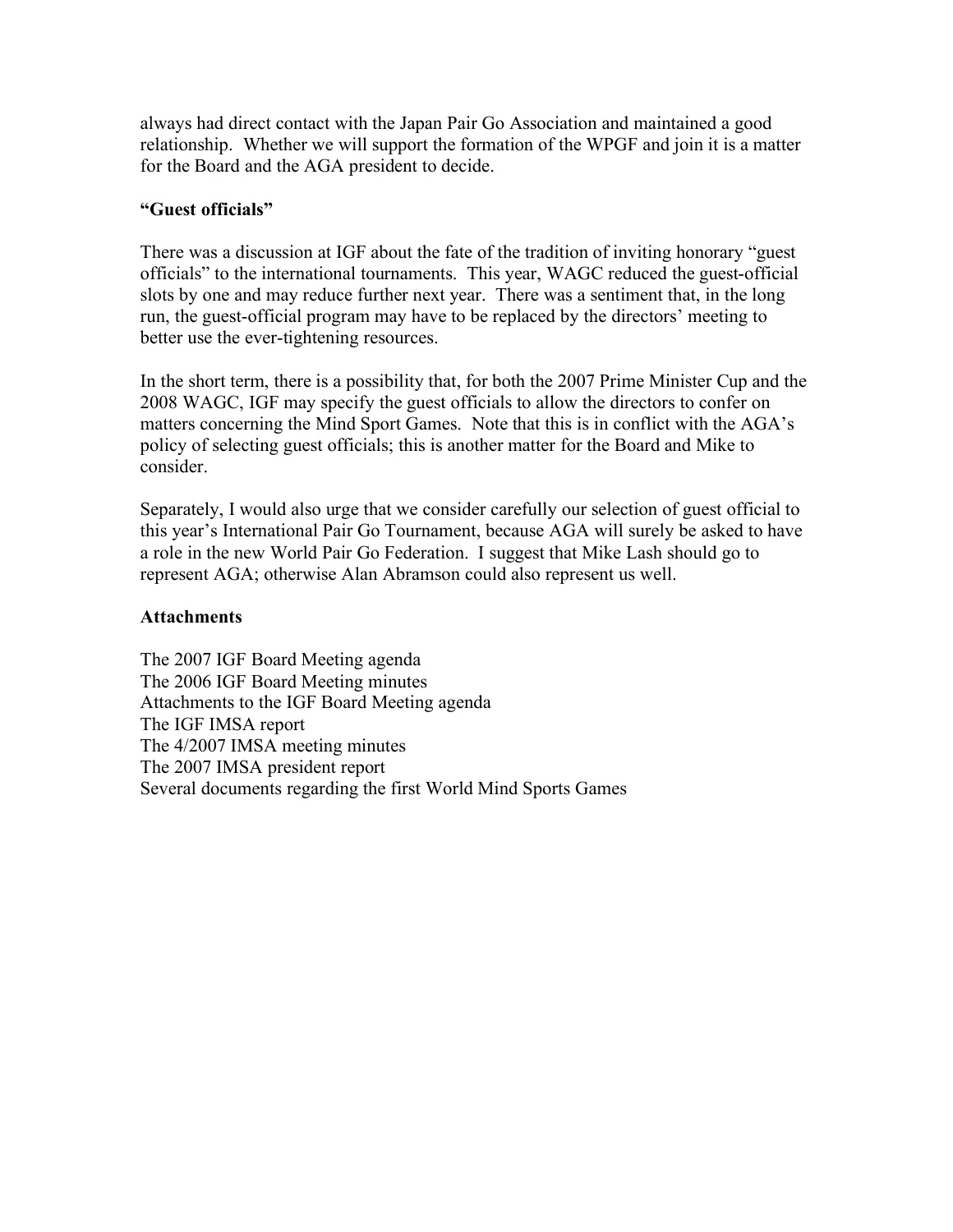always had direct contact with the Japan Pair Go Association and maintained a good relationship. Whether we will support the formation of the WPGF and join it is a matter for the Board and the AGA president to decide.

**"Guest officials"**

There was a discussion at IGF about the fate of the tradition of inviting honorary "guest officials" to the international tournaments. This year, WAGC reduced the guest-official slots by one and may reduce further next year. There was a sentiment that, in the long run, the guest-official program may have to be replaced by the directors' meeting to better use the ever-tightening resources.

In the short term, there is a possibility that, for both the 2007 Prime Minister Cup and the 2008 WAGC, IGF may specify the guest officials to allow the directors to confer on matters concerning the Mind Sport Games. Note that this is in conflict with the AGA's policy of selecting guest officials; this is another matter for the Board and Mike to consider.

Separately, I would also urge that we consider carefully our selection of guest official to this year's International Pair Go Tournament, because AGA will surely be asked to have a role in the new World Pair Go Federation. I suggest that Mike Lash should go to represent AGA; otherwise Alan Abramson could also represent us well.

**Attachments**

The 2007 IGF Board Meeting agenda
The 2006 IGF Board Meeting minutes
Attachments to the IGF Board Meeting agenda
The IGF IMSA report
The 4/2007 IMSA meeting minutes
The 2007 IMSA president report
Several documents regarding the first World Mind Sports Games